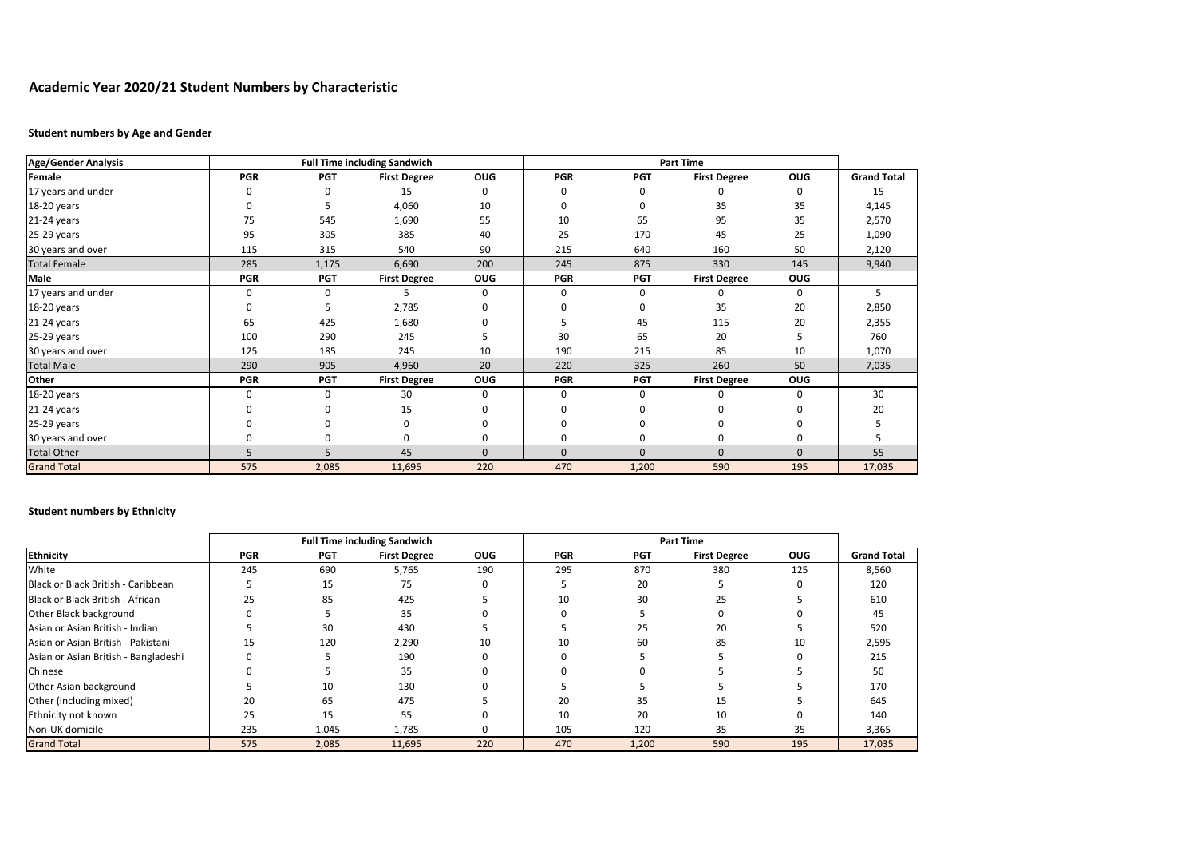# Academic Year 2020/21 Student Numbers by Characteristic

### Student numbers by Age and Gender

| Age/Gender Analysis | Full Time including Sandwich | | | | Part Time | | | | |
|---|---|---|---|---|---|---|---|---|---|
| **Female** | **PGR** | **PGT** | **First Degree** | **OUG** | **PGR** | **PGT** | **First Degree** | **OUG** | **Grand Total** |
| 17 years and under | 0 | 0 | 15 | 0 | 0 | 0 | 0 | 0 | 15 |
| 18-20 years | 0 | 5 | 4,060 | 10 | 0 | 0 | 35 | 35 | 4,145 |
| 21-24 years | 75 | 545 | 1,690 | 55 | 10 | 65 | 95 | 35 | 2,570 |
| 25-29 years | 95 | 305 | 385 | 40 | 25 | 170 | 45 | 25 | 1,090 |
| 30 years and over | 115 | 315 | 540 | 90 | 215 | 640 | 160 | 50 | 2,120 |
| Total Female | 285 | 1,175 | 6,690 | 200 | 245 | 875 | 330 | 145 | 9,940 |
| **Male** | **PGR** | **PGT** | **First Degree** | **OUG** | **PGR** | **PGT** | **First Degree** | **OUG** | |
| 17 years and under | 0 | 0 | 5 | 0 | 0 | 0 | 0 | 0 | 5 |
| 18-20 years | 0 | 5 | 2,785 | 0 | 0 | 0 | 35 | 20 | 2,850 |
| 21-24 years | 65 | 425 | 1,680 | 0 | 5 | 45 | 115 | 20 | 2,355 |
| 25-29 years | 100 | 290 | 245 | 5 | 30 | 65 | 20 | 5 | 760 |
| 30 years and over | 125 | 185 | 245 | 10 | 190 | 215 | 85 | 10 | 1,070 |
| Total Male | 290 | 905 | 4,960 | 20 | 220 | 325 | 260 | 50 | 7,035 |
| **Other** | **PGR** | **PGT** | **First Degree** | **OUG** | **PGR** | **PGT** | **First Degree** | **OUG** | |
| 18-20 years | 0 | 0 | 30 | 0 | 0 | 0 | 0 | 0 | 30 |
| 21-24 years | 0 | 0 | 15 | 0 | 0 | 0 | 0 | 0 | 20 |
| 25-29 years | 0 | 0 | 0 | 0 | 0 | 0 | 0 | 0 | 5 |
| 30 years and over | 0 | 0 | 0 | 0 | 0 | 0 | 0 | 0 | 5 |
| Total Other | 5 | 5 | 45 | 0 | 0 | 0 | 0 | 0 | 55 |
| Grand Total | 575 | 2,085 | 11,695 | 220 | 470 | 1,200 | 590 | 195 | 17,035 |

### Student numbers by Ethnicity

| | Full Time including Sandwich | | | | Part Time | | | | |
|---|---|---|---|---|---|---|---|---|---|
| **Ethnicity** | **PGR** | **PGT** | **First Degree** | **OUG** | **PGR** | **PGT** | **First Degree** | **OUG** | **Grand Total** |
| White | 245 | 690 | 5,765 | 190 | 295 | 870 | 380 | 125 | 8,560 |
| Black or Black British - Caribbean | 5 | 15 | 75 | 0 | 5 | 20 | 5 | 0 | 120 |
| Black or Black British - African | 25 | 85 | 425 | 5 | 10 | 30 | 25 | 5 | 610 |
| Other Black background | 0 | 5 | 35 | 0 | 0 | 5 | 0 | 0 | 45 |
| Asian or Asian British - Indian | 5 | 30 | 430 | 5 | 5 | 25 | 20 | 5 | 520 |
| Asian or Asian British - Pakistani | 15 | 120 | 2,290 | 10 | 10 | 60 | 85 | 10 | 2,595 |
| Asian or Asian British - Bangladeshi | 0 | 5 | 190 | 0 | 0 | 5 | 5 | 0 | 215 |
| Chinese | 0 | 5 | 35 | 0 | 0 | 0 | 5 | 5 | 50 |
| Other Asian background | 5 | 10 | 130 | 0 | 5 | 5 | 5 | 5 | 170 |
| Other (including mixed) | 20 | 65 | 475 | 5 | 20 | 35 | 15 | 5 | 645 |
| Ethnicity not known | 25 | 15 | 55 | 0 | 10 | 20 | 10 | 0 | 140 |
| Non-UK domicile | 235 | 1,045 | 1,785 | 0 | 105 | 120 | 35 | 35 | 3,365 |
| Grand Total | 575 | 2,085 | 11,695 | 220 | 470 | 1,200 | 590 | 195 | 17,035 |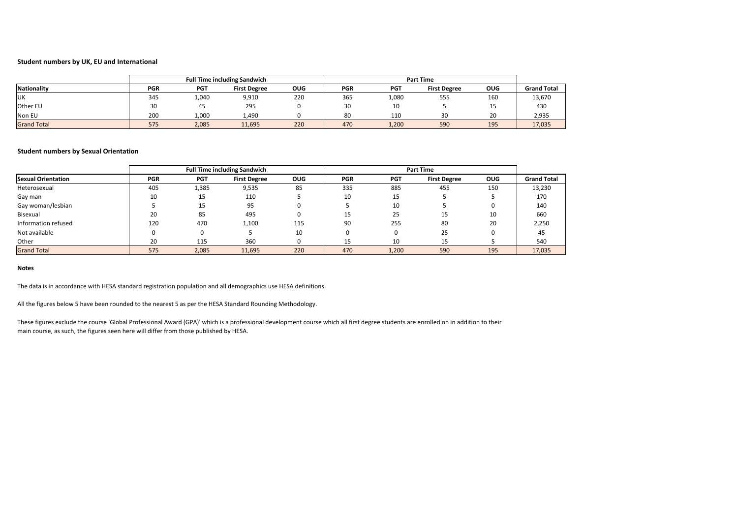**Student numbers by UK, EU and International**

| | Full Time including Sandwich | | | | Part Time | | | | |
|---|---|---|---|---|---|---|---|---|---|
| **Nationality** | **PGR** | **PGT** | **First Degree** | **OUG** | **PGR** | **PGT** | **First Degree** | **OUG** | **Grand Total** |
| UK | 345 | 1,040 | 9,910 | 220 | 365 | 1,080 | 555 | 160 | 13,670 |
| Other EU | 30 | 45 | 295 | 0 | 30 | 10 | 5 | 15 | 430 |
| Non EU | 200 | 1,000 | 1,490 | 0 | 80 | 110 | 30 | 20 | 2,935 |
| Grand Total | 575 | 2,085 | 11,695 | 220 | 470 | 1,200 | 590 | 195 | 17,035 |

**Student numbers by Sexual Orientation**

| | Full Time including Sandwich | | | | Part Time | | | | |
|---|---|---|---|---|---|---|---|---|---|
| **Sexual Orientation** | **PGR** | **PGT** | **First Degree** | **OUG** | **PGR** | **PGT** | **First Degree** | **OUG** | **Grand Total** |
| Heterosexual | 405 | 1,385 | 9,535 | 85 | 335 | 885 | 455 | 150 | 13,230 |
| Gay man | 10 | 15 | 110 | 5 | 10 | 15 | 5 | 5 | 170 |
| Gay woman/lesbian | 5 | 15 | 95 | 0 | 5 | 10 | 5 | 0 | 140 |
| Bisexual | 20 | 85 | 495 | 0 | 15 | 25 | 15 | 10 | 660 |
| Information refused | 120 | 470 | 1,100 | 115 | 90 | 255 | 80 | 20 | 2,250 |
| Not available | 0 | 0 | 5 | 10 | 0 | 0 | 25 | 0 | 45 |
| Other | 20 | 115 | 360 | 0 | 15 | 10 | 15 | 5 | 540 |
| Grand Total | 575 | 2,085 | 11,695 | 220 | 470 | 1,200 | 590 | 195 | 17,035 |

**Notes**

The data is in accordance with HESA standard registration population and all demographics use HESA definitions.

All the figures below 5 have been rounded to the nearest 5 as per the HESA Standard Rounding Methodology.

These figures exclude the course 'Global Professional Award (GPA)' which is a professional development course which all first degree students are enrolled on in addition to their main course, as such, the figures seen here will differ from those published by HESA.